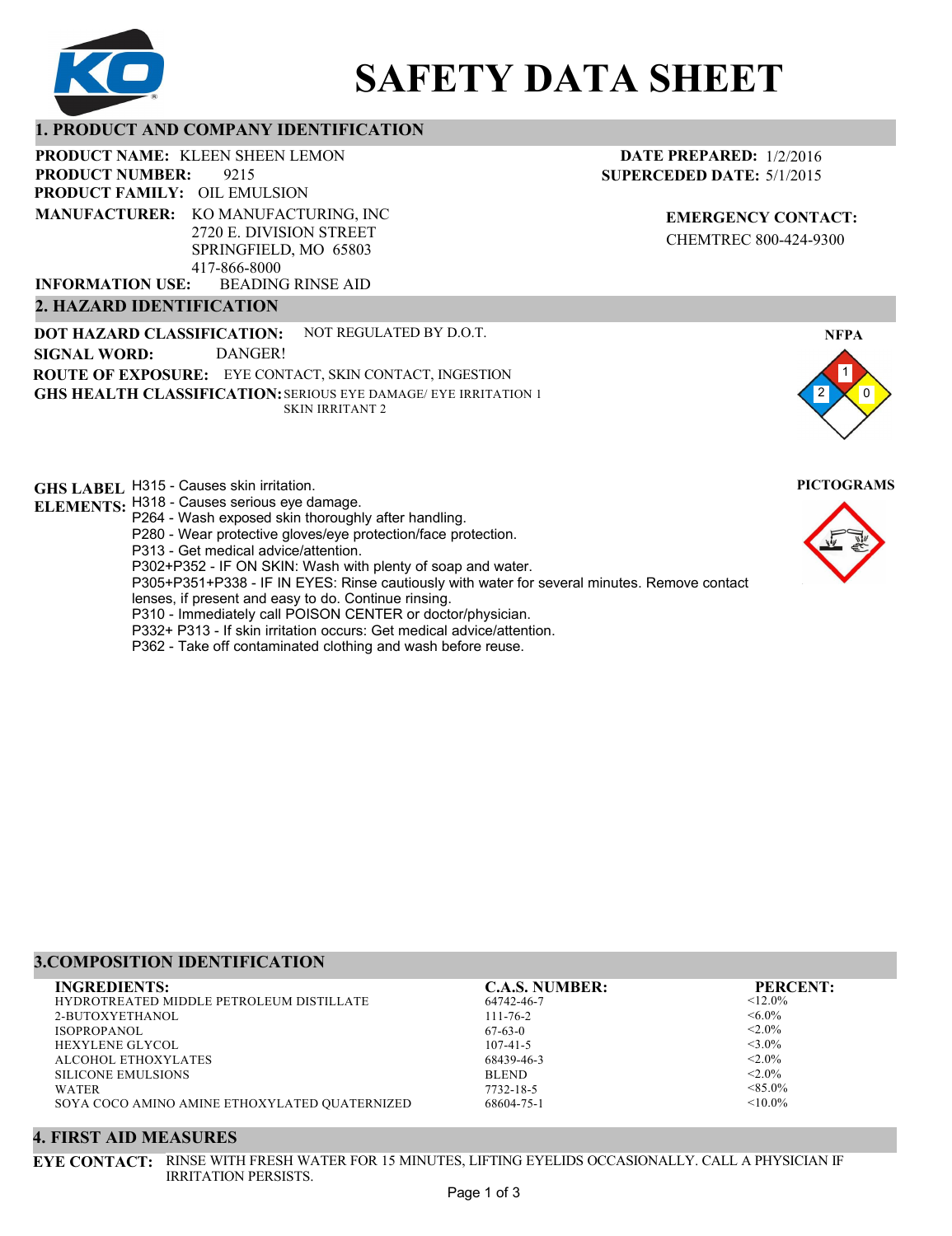# SAFETY DATA SHEET

## 1. PRODUCT AND COMPANY IDENTIFICATION

**PRODUCT NAME:** KLEEN SHEEN LEMON
**PRODUCT NUMBER:** 9215
**PRODUCT FAMILY:** OIL EMULSION
**MANUFACTURER:** KO MANUFACTURING, INC
2720 E. DIVISION STREET
SPRINGFIELD, MO 65803
417-866-8000
**INFORMATION USE:** BEADING RINSE AID

**DATE PREPARED:** 1/2/2016
**SUPERCEDED DATE:** 5/1/2015

**EMERGENCY CONTACT:**
CHEMTREC 800-424-9300

## 2. HAZARD IDENTIFICATION

**DOT HAZARD CLASSIFICATION:** NOT REGULATED BY D.O.T.
**SIGNAL WORD:** DANGER!
**ROUTE OF EXPOSURE:** EYE CONTACT, SKIN CONTACT, INGESTION
**GHS HEALTH CLASSIFICATION:** SERIOUS EYE DAMAGE/ EYE IRRITATION 1
SKIN IRRITANT 2

**NFPA**

Health: 2, Flammability: 1, Reactivity: 0

**GHS LABEL ELEMENTS:**
H315 - Causes skin irritation.
H318 - Causes serious eye damage.
P264 - Wash exposed skin thoroughly after handling.
P280 - Wear protective gloves/eye protection/face protection.
P313 - Get medical advice/attention.
P302+P352 - IF ON SKIN: Wash with plenty of soap and water.
P305+P351+P338 - IF IN EYES: Rinse cautiously with water for several minutes. Remove contact lenses, if present and easy to do. Continue rinsing.
P310 - Immediately call POISON CENTER or doctor/physician.
P332+ P313 - If skin irritation occurs: Get medical advice/attention.
P362 - Take off contaminated clothing and wash before reuse.

**PICTOGRAMS**

## 3.COMPOSITION IDENTIFICATION

| INGREDIENTS: | C.A.S. NUMBER: | PERCENT: |
|---|---|---|
| HYDROTREATED MIDDLE PETROLEUM DISTILLATE | 64742-46-7 | <12.0% |
| 2-BUTOXYETHANOL | 111-76-2 | <6.0% |
| ISOPROPANOL | 67-63-0 | <2.0% |
| HEXYLENE GLYCOL | 107-41-5 | <3.0% |
| ALCOHOL ETHOXYLATES | 68439-46-3 | <2.0% |
| SILICONE EMULSIONS | BLEND | <2.0% |
| WATER | 7732-18-5 | <85.0% |
| SOYA COCO AMINO AMINE ETHOXYLATED QUATERNIZED | 68604-75-1 | <10.0% |

## 4. FIRST AID MEASURES

**EYE CONTACT:** RINSE WITH FRESH WATER FOR 15 MINUTES, LIFTING EYELIDS OCCASIONALLY. CALL A PHYSICIAN IF IRRITATION PERSISTS.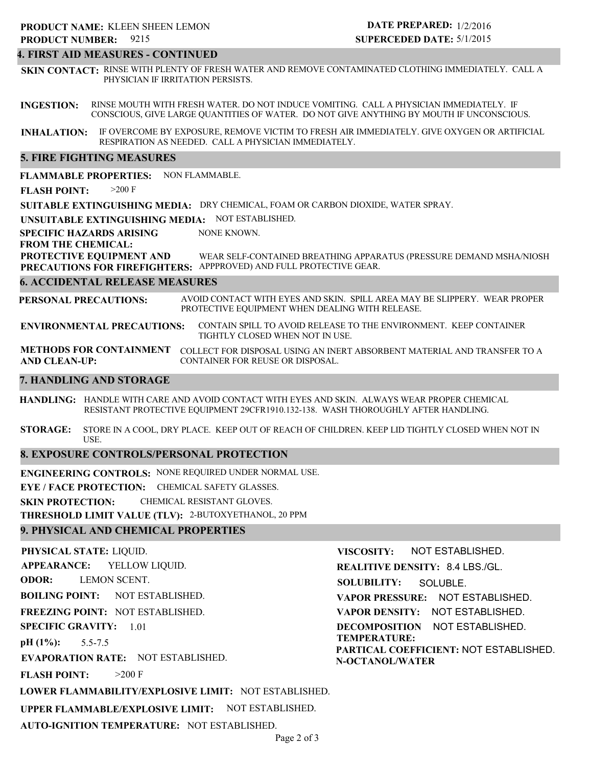**PRODUCT NAME:** KLEEN SHEEN LEMON
**PRODUCT NUMBER:** 9215

**DATE PREPARED:** 1/2/2016
**SUPERCEDED DATE:** 5/1/2015

## 4. FIRST AID MEASURES - CONTINUED

**SKIN CONTACT:** RINSE WITH PLENTY OF FRESH WATER AND REMOVE CONTAMINATED CLOTHING IMMEDIATELY. CALL A PHYSICIAN IF IRRITATION PERSISTS.

**INGESTION:** RINSE MOUTH WITH FRESH WATER. DO NOT INDUCE VOMITING. CALL A PHYSICIAN IMMEDIATELY. IF CONSCIOUS, GIVE LARGE QUANTITIES OF WATER. DO NOT GIVE ANYTHING BY MOUTH IF UNCONSCIOUS.

**INHALATION:** IF OVERCOME BY EXPOSURE, REMOVE VICTIM TO FRESH AIR IMMEDIATELY. GIVE OXYGEN OR ARTIFICIAL RESPIRATION AS NEEDED. CALL A PHYSICIAN IMMEDIATELY.

## 5. FIRE FIGHTING MEASURES

**FLAMMABLE PROPERTIES:** NON FLAMMABLE.

**FLASH POINT:** >200 F

**SUITABLE EXTINGUISHING MEDIA:** DRY CHEMICAL, FOAM OR CARBON DIOXIDE, WATER SPRAY.

**UNSUITABLE EXTINGUISHING MEDIA:** NOT ESTABLISHED.

**SPECIFIC HAZARDS ARISING FROM THE CHEMICAL:** NONE KNOWN.

**PROTECTIVE EQUIPMENT AND PRECAUTIONS FOR FIREFIGHTERS:** WEAR SELF-CONTAINED BREATHING APPARATUS (PRESSURE DEMAND MSHA/NIOSH APPPROVED) AND FULL PROTECTIVE GEAR.

## 6. ACCIDENTAL RELEASE MEASURES

**PERSONAL PRECAUTIONS:** AVOID CONTACT WITH EYES AND SKIN. SPILL AREA MAY BE SLIPPERY. WEAR PROPER PROTECTIVE EQUIPMENT WHEN DEALING WITH RELEASE.

**ENVIRONMENTAL PRECAUTIONS:** CONTAIN SPILL TO AVOID RELEASE TO THE ENVIRONMENT. KEEP CONTAINER TIGHTLY CLOSED WHEN NOT IN USE.

**METHODS FOR CONTAINMENT AND CLEAN-UP:** COLLECT FOR DISPOSAL USING AN INERT ABSORBENT MATERIAL AND TRANSFER TO A CONTAINER FOR REUSE OR DISPOSAL.

## 7. HANDLING AND STORAGE

**HANDLING:** HANDLE WITH CARE AND AVOID CONTACT WITH EYES AND SKIN. ALWAYS WEAR PROPER CHEMICAL RESISTANT PROTECTIVE EQUIPMENT 29CFR1910.132-138. WASH THOROUGHLY AFTER HANDLING.

**STORAGE:** STORE IN A COOL, DRY PLACE. KEEP OUT OF REACH OF CHILDREN. KEEP LID TIGHTLY CLOSED WHEN NOT IN USE.

## 8. EXPOSURE CONTROLS/PERSONAL PROTECTION

**ENGINEERING CONTROLS:** NONE REQUIRED UNDER NORMAL USE.

**EYE / FACE PROTECTION:** CHEMICAL SAFETY GLASSES.

**SKIN PROTECTION:** CHEMICAL RESISTANT GLOVES.

**THRESHOLD LIMIT VALUE (TLV):** 2-BUTOXYETHANOL, 20 PPM

## 9. PHYSICAL AND CHEMICAL PROPERTIES

**PHYSICAL STATE:** LIQUID.

**APPEARANCE:** YELLOW LIQUID.

**ODOR:** LEMON SCENT.

**BOILING POINT:** NOT ESTABLISHED.

**FREEZING POINT:** NOT ESTABLISHED.

**SPECIFIC GRAVITY:** 1.01

**pH (1%):** 5.5-7.5

**EVAPORATION RATE:** NOT ESTABLISHED.

**FLASH POINT:** >200 F

**LOWER FLAMMABILITY/EXPLOSIVE LIMIT:** NOT ESTABLISHED.

**UPPER FLAMMABLE/EXPLOSIVE LIMIT:** NOT ESTABLISHED.

**AUTO-IGNITION TEMPERATURE:** NOT ESTABLISHED.

**VISCOSITY:** NOT ESTABLISHED.

**REALITIVE DENSITY:** 8.4 LBS./GL.

**SOLUBILITY:** SOLUBLE.

**VAPOR PRESSURE:** NOT ESTABLISHED.

**VAPOR DENSITY:** NOT ESTABLISHED.

**DECOMPOSITION TEMPERATURE:** NOT ESTABLISHED.

**PARTICAL COEFFICIENT: N-OCTANOL/WATER** NOT ESTABLISHED.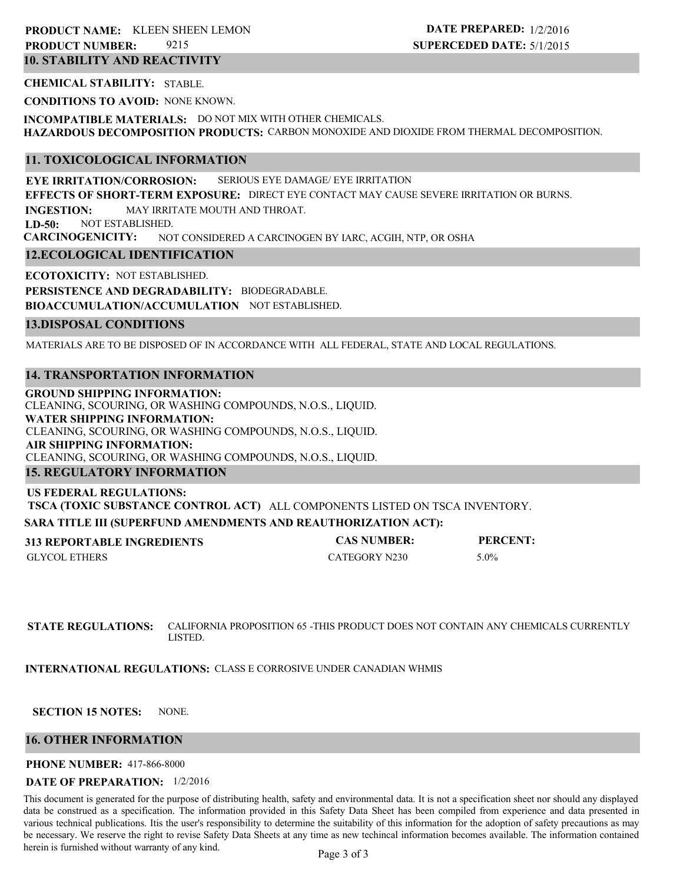**PRODUCT NAME:** KLEEN SHEEN LEMON
**PRODUCT NUMBER:** 9215

**DATE PREPARED:** 1/2/2016
**SUPERCEDED DATE:** 5/1/2015

## 10. STABILITY AND REACTIVITY

**CHEMICAL STABILITY:** STABLE.

**CONDITIONS TO AVOID:** NONE KNOWN.

**INCOMPATIBLE MATERIALS:** DO NOT MIX WITH OTHER CHEMICALS.

**HAZARDOUS DECOMPOSITION PRODUCTS:** CARBON MONOXIDE AND DIOXIDE FROM THERMAL DECOMPOSITION.

## 11. TOXICOLOGICAL INFORMATION

**EYE IRRITATION/CORROSION:** SERIOUS EYE DAMAGE/ EYE IRRITATION

**EFFECTS OF SHORT-TERM EXPOSURE:** DIRECT EYE CONTACT MAY CAUSE SEVERE IRRITATION OR BURNS.

**INGESTION:** MAY IRRITATE MOUTH AND THROAT.

**LD-50:** NOT ESTABLISHED.

**CARCINOGENICITY:** NOT CONSIDERED A CARCINOGEN BY IARC, ACGIH, NTP, OR OSHA

## 12.ECOLOGICAL IDENTIFICATION

**ECOTOXICITY:** NOT ESTABLISHED.

**PERSISTENCE AND DEGRADABILITY:** BIODEGRADABLE.

**BIOACCUMULATION/ACCUMULATION** NOT ESTABLISHED.

## 13.DISPOSAL CONDITIONS

MATERIALS ARE TO BE DISPOSED OF IN ACCORDANCE WITH ALL FEDERAL, STATE AND LOCAL REGULATIONS.

## 14. TRANSPORTATION INFORMATION

**GROUND SHIPPING INFORMATION:**
CLEANING, SCOURING, OR WASHING COMPOUNDS, N.O.S., LIQUID.

**WATER SHIPPING INFORMATION:**
CLEANING, SCOURING, OR WASHING COMPOUNDS, N.O.S., LIQUID.

**AIR SHIPPING INFORMATION:**
CLEANING, SCOURING, OR WASHING COMPOUNDS, N.O.S., LIQUID.

## 15. REGULATORY INFORMATION

**US FEDERAL REGULATIONS:**

**TSCA (TOXIC SUBSTANCE CONTROL ACT)** ALL COMPONENTS LISTED ON TSCA INVENTORY.

**SARA TITLE III (SUPERFUND AMENDMENTS AND REAUTHORIZATION ACT):**

| 313 REPORTABLE INGREDIENTS | CAS NUMBER: | PERCENT: |
|---|---|---|
| GLYCOL ETHERS | CATEGORY N230 | 5.0% |

**STATE REGULATIONS:** CALIFORNIA PROPOSITION 65 -THIS PRODUCT DOES NOT CONTAIN ANY CHEMICALS CURRENTLY LISTED.

**INTERNATIONAL REGULATIONS:** CLASS E CORROSIVE UNDER CANADIAN WHMIS

**SECTION 15 NOTES:** NONE.

## 16. OTHER INFORMATION

**PHONE NUMBER:** 417-866-8000

**DATE OF PREPARATION:** 1/2/2016

This document is generated for the purpose of distributing health, safety and environmental data. It is not a specification sheet nor should any displayed data be construed as a specification. The information provided in this Safety Data Sheet has been compiled from experience and data presented in various technical publications. Itis the user's responsibility to determine the suitability of this information for the adoption of safety precautions as may be necessary. We reserve the right to revise Safety Data Sheets at any time as new techincal information becomes available. The information contained herein is furnished without warranty of any kind.